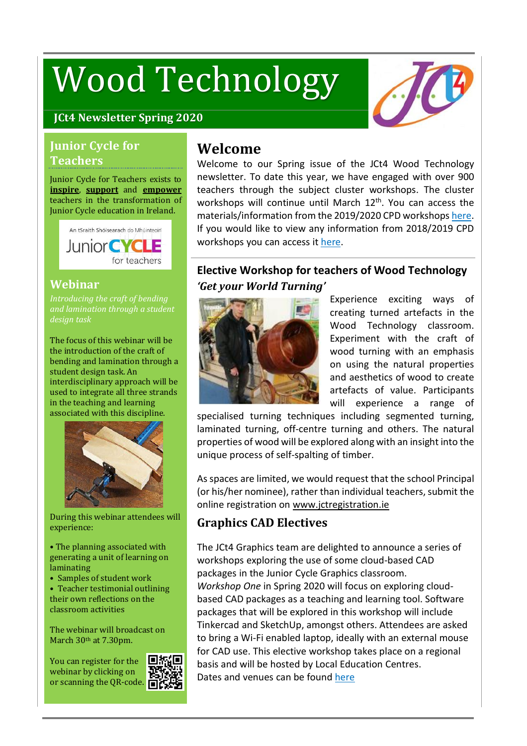# Wood Technology

**JCt4 Newsletter Spring 2020**

## Junior Cycle for Teachers

Junior Cycle for Teachers exists to **inspire**, **support** and **empower** teachers in the transformation of Junior Cycle education in Ireland.

An tSraith Shóisearach do Mhúinteoirí
Junior CYCLE for teachers

## Webinar

*Introducing the craft of bending and lamination through a student design task*

The focus of this webinar will be the introduction of the craft of bending and lamination through a student design task. An interdisciplinary approach will be used to integrate all three strands in the teaching and learning associated with this discipline.

During this webinar attendees will experience:

- The planning associated with generating a unit of learning on laminating
- Samples of student work
- Teacher testimonial outlining their own reflections on the classroom activities

The webinar will broadcast on March 30th at 7.30pm.

You can register for the webinar by clicking on or scanning the QR-code.

## Welcome

Welcome to our Spring issue of the JCt4 Wood Technology newsletter. To date this year, we have engaged with over 900 teachers through the subject cluster workshops. The cluster workshops will continue until March 12th. You can access the materials/information from the 2019/2020 CPD workshops here. If you would like to view any information from 2018/2019 CPD workshops you can access it here.

## Elective Workshop for teachers of Wood Technology

### *'Get your World Turning'*

Experience exciting ways of creating turned artefacts in the Wood Technology classroom. Experiment with the craft of wood turning with an emphasis on using the natural properties and aesthetics of wood to create artefacts of value. Participants will experience a range of specialised turning techniques including segmented turning, laminated turning, off-centre turning and others. The natural properties of wood will be explored along with an insight into the unique process of self-spalting of timber.

As spaces are limited, we would request that the school Principal (or his/her nominee), rather than individual teachers, submit the online registration on www.jctregistration.ie

## Graphics CAD Electives

The JCt4 Graphics team are delighted to announce a series of workshops exploring the use of some cloud-based CAD packages in the Junior Cycle Graphics classroom.
*Workshop One* in Spring 2020 will focus on exploring cloud-based CAD packages as a teaching and learning tool. Software packages that will be explored in this workshop will include Tinkercad and SketchUp, amongst others. Attendees are asked to bring a Wi-Fi enabled laptop, ideally with an external mouse for CAD use. This elective workshop takes place on a regional basis and will be hosted by Local Education Centres.
Dates and venues can be found here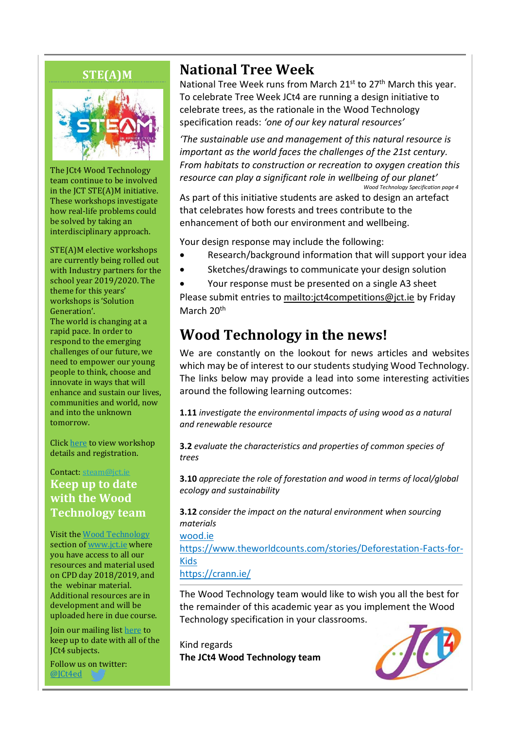## STE(A)M

The JCt4 Wood Technology team continue to be involved in the JCT STE(A)M initiative. These workshops investigate how real-life problems could be solved by taking an interdisciplinary approach.

STE(A)M elective workshops are currently being rolled out with Industry partners for the school year 2019/2020. The theme for this years' workshops is 'Solution Generation'.

The world is changing at a rapid pace. In order to respond to the emerging challenges of our future, we need to empower our young people to think, choose and innovate in ways that will enhance and sustain our lives, communities and world, now and into the unknown tomorrow.

Click here to view workshop details and registration.

Contact: steam@jct.ie

## Keep up to date with the Wood Technology team

Visit the Wood Technology section of www.jct.ie where you have access to all our resources and material used on CPD day 2018/2019, and the webinar material. Additional resources are in development and will be uploaded here in due course.

Join our mailing list here to keep up to date with all of the JCt4 subjects.

Follow us on twitter: @JCt4ed

# National Tree Week

National Tree Week runs from March 21st to 27th March this year. To celebrate Tree Week JCt4 are running a design initiative to celebrate trees, as the rationale in the Wood Technology specification reads: *'one of our key natural resources'*

*'The sustainable use and management of this natural resource is important as the world faces the challenges of the 21st century. From habitats to construction or recreation to oxygen creation this resource can play a significant role in wellbeing of our planet'*

*Wood Technology Specification page 4*

As part of this initiative students are asked to design an artefact that celebrates how forests and trees contribute to the enhancement of both our environment and wellbeing.

Your design response may include the following:

- Research/background information that will support your idea
- Sketches/drawings to communicate your design solution
- Your response must be presented on a single A3 sheet

Please submit entries to mailto:jct4competitions@jct.ie by Friday March 20th

# Wood Technology in the news!

We are constantly on the lookout for news articles and websites which may be of interest to our students studying Wood Technology. The links below may provide a lead into some interesting activities around the following learning outcomes:

**1.11** *investigate the environmental impacts of using wood as a natural and renewable resource*

**3.2** *evaluate the characteristics and properties of common species of trees*

**3.10** *appreciate the role of forestation and wood in terms of local/global ecology and sustainability*

**3.12** *consider the impact on the natural environment when sourcing materials*

wood.ie
https://www.theworldcounts.com/stories/Deforestation-Facts-for-Kids
https://crann.ie/

The Wood Technology team would like to wish you all the best for the remainder of this academic year as you implement the Wood Technology specification in your classrooms.

Kind regards
**The JCt4 Wood Technology team**